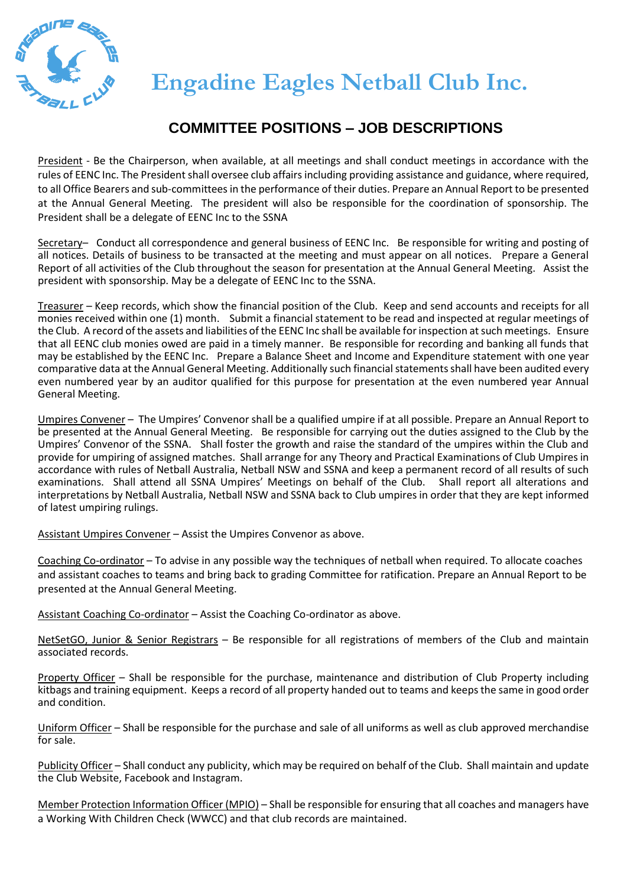# Engadine Eagles Netball Club Inc.

## COMMITTEE POSITIONS – JOB DESCRIPTIONS

President - Be the Chairperson, when available, at all meetings and shall conduct meetings in accordance with the rules of EENC Inc. The President shall oversee club affairs including providing assistance and guidance, where required, to all Office Bearers and sub-committees in the performance of their duties. Prepare an Annual Report to be presented at the Annual General Meeting. The president will also be responsible for the coordination of sponsorship. The President shall be a delegate of EENC Inc to the SSNA

Secretary– Conduct all correspondence and general business of EENC Inc. Be responsible for writing and posting of all notices. Details of business to be transacted at the meeting and must appear on all notices. Prepare a General Report of all activities of the Club throughout the season for presentation at the Annual General Meeting. Assist the president with sponsorship. May be a delegate of EENC Inc to the SSNA.

Treasurer – Keep records, which show the financial position of the Club. Keep and send accounts and receipts for all monies received within one (1) month. Submit a financial statement to be read and inspected at regular meetings of the Club. A record of the assets and liabilities of the EENC Inc shall be available for inspection at such meetings. Ensure that all EENC club monies owed are paid in a timely manner. Be responsible for recording and banking all funds that may be established by the EENC Inc. Prepare a Balance Sheet and Income and Expenditure statement with one year comparative data at the Annual General Meeting. Additionally such financial statements shall have been audited every even numbered year by an auditor qualified for this purpose for presentation at the even numbered year Annual General Meeting.

Umpires Convener – The Umpires' Convenor shall be a qualified umpire if at all possible. Prepare an Annual Report to be presented at the Annual General Meeting. Be responsible for carrying out the duties assigned to the Club by the Umpires' Convenor of the SSNA. Shall foster the growth and raise the standard of the umpires within the Club and provide for umpiring of assigned matches. Shall arrange for any Theory and Practical Examinations of Club Umpires in accordance with rules of Netball Australia, Netball NSW and SSNA and keep a permanent record of all results of such examinations. Shall attend all SSNA Umpires' Meetings on behalf of the Club. Shall report all alterations and interpretations by Netball Australia, Netball NSW and SSNA back to Club umpires in order that they are kept informed of latest umpiring rulings.

Assistant Umpires Convener – Assist the Umpires Convenor as above.

Coaching Co-ordinator – To advise in any possible way the techniques of netball when required. To allocate coaches and assistant coaches to teams and bring back to grading Committee for ratification. Prepare an Annual Report to be presented at the Annual General Meeting.

Assistant Coaching Co-ordinator – Assist the Coaching Co-ordinator as above.

NetSetGO, Junior & Senior Registrars – Be responsible for all registrations of members of the Club and maintain associated records.

Property Officer – Shall be responsible for the purchase, maintenance and distribution of Club Property including kitbags and training equipment. Keeps a record of all property handed out to teams and keeps the same in good order and condition.

Uniform Officer – Shall be responsible for the purchase and sale of all uniforms as well as club approved merchandise for sale.

Publicity Officer – Shall conduct any publicity, which may be required on behalf of the Club. Shall maintain and update the Club Website, Facebook and Instagram.

Member Protection Information Officer (MPIO) – Shall be responsible for ensuring that all coaches and managers have a Working With Children Check (WWCC) and that club records are maintained.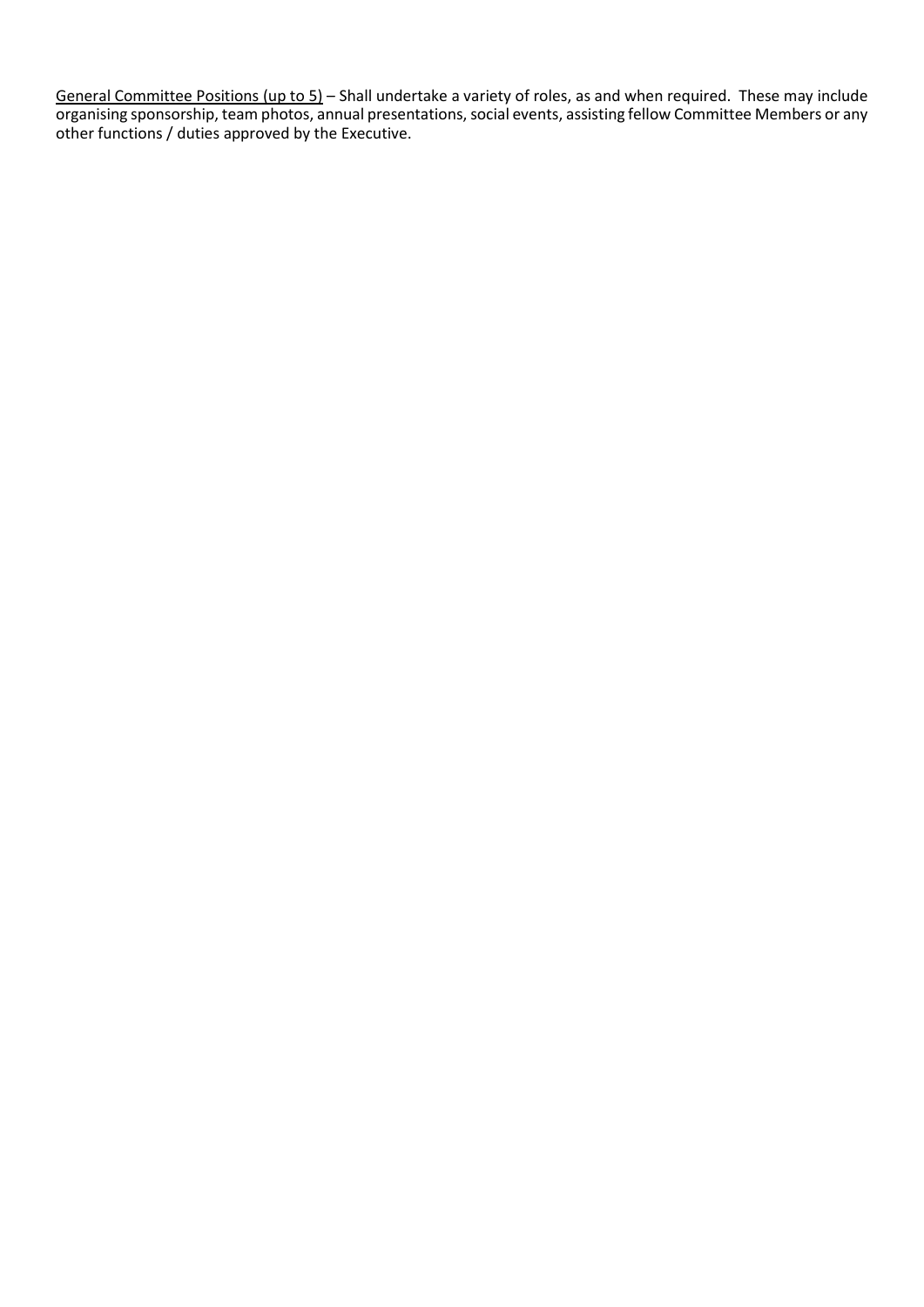<u>General Committee Positions (up to 5)</u> – Shall undertake a variety of roles, as and when required. These may include organising sponsorship, team photos, annual presentations, social events, assisting fellow Committee Members or any other functions / duties approved by the Executive.